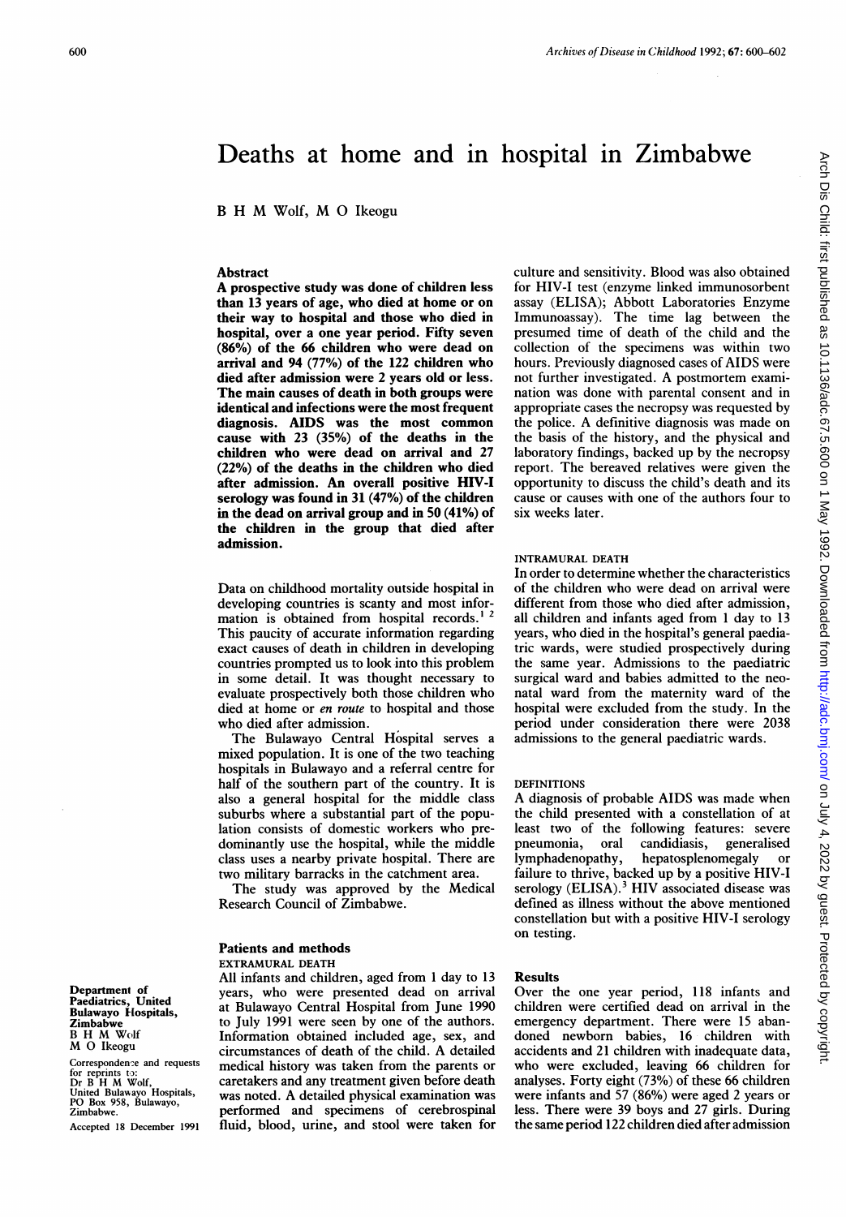# Deaths at home and in hospital in Zimbabwe

B H M Wolf, M O Ikeogu

Department of Paediatrics, United Bulawayo Hospitals, Zimbabwe
B H M Wolf
M O Ikeogu

Correspondence and requests for reprints to:
Dr B H M Wolf,
United Bulawayo Hospitals,
PO Box 958, Bulawayo,
Zimbabwe.

Accepted 18 December 1991

## Abstract

**A prospective study was done of children less than 13 years of age, who died at home or on their way to hospital and those who died in hospital, over a one year period. Fifty seven (86%) of the 66 children who were dead on arrival and 94 (77%) of the 122 children who died after admission were 2 years old or less. The main causes of death in both groups were identical and infections were the most frequent diagnosis. AIDS was the most common cause with 23 (35%) of the deaths in the children who were dead on arrival and 27 (22%) of the deaths in the children who died after admission. An overall positive HIV-I serology was found in 31 (47%) of the children in the dead on arrival group and in 50 (41%) of the children in the group that died after admission.**

Data on childhood mortality outside hospital in developing countries is scanty and most information is obtained from hospital records.[1 2] This paucity of accurate information regarding exact causes of death in children in developing countries prompted us to look into this problem in some detail. It was thought necessary to evaluate prospectively both those children who died at home or *en route* to hospital and those who died after admission.

The Bulawayo Central Hospital serves a mixed population. It is one of the two teaching hospitals in Bulawayo and a referral centre for half of the southern part of the country. It is also a general hospital for the middle class suburbs where a substantial part of the population consists of domestic workers who predominantly use the hospital, while the middle class uses a nearby private hospital. There are two military barracks in the catchment area.

The study was approved by the Medical Research Council of Zimbabwe.

## Patients and methods

### EXTRAMURAL DEATH

All infants and children, aged from 1 day to 13 years, who were presented dead on arrival at Bulawayo Central Hospital from June 1990 to July 1991 were seen by one of the authors. Information obtained included age, sex, and circumstances of death of the child. A detailed medical history was taken from the parents or caretakers and any treatment given before death was noted. A detailed physical examination was performed and specimens of cerebrospinal fluid, blood, urine, and stool were taken for culture and sensitivity. Blood was also obtained for HIV-I test (enzyme linked immunosorbent assay (ELISA); Abbott Laboratories Enzyme Immunoassay). The time lag between the presumed time of death of the child and the collection of the specimens was within two hours. Previously diagnosed cases of AIDS were not further investigated. A postmortem examination was done with parental consent and in appropriate cases the necropsy was requested by the police. A definitive diagnosis was made on the basis of the history, and the physical and laboratory findings, backed up by the necropsy report. The bereaved relatives were given the opportunity to discuss the child's death and its cause or causes with one of the authors four to six weeks later.

### INTRAMURAL DEATH

In order to determine whether the characteristics of the children who were dead on arrival were different from those who died after admission, all children and infants aged from 1 day to 13 years, who died in the hospital's general paediatric wards, were studied prospectively during the same year. Admissions to the paediatric surgical ward and babies admitted to the neonatal ward from the maternity ward of the hospital were excluded from the study. In the period under consideration there were 2038 admissions to the general paediatric wards.

### DEFINITIONS

A diagnosis of probable AIDS was made when the child presented with a constellation of at least two of the following features: severe pneumonia, oral candidiasis, generalised lymphadenopathy, hepatosplenomegaly or failure to thrive, backed up by a positive HIV-I serology (ELISA).[3] HIV associated disease was defined as illness without the above mentioned constellation but with a positive HIV-I serology on testing.

## Results

Over the one year period, 118 infants and children were certified dead on arrival in the emergency department. There were 15 abandoned newborn babies, 16 children with accidents and 21 children with inadequate data, who were excluded, leaving 66 children for analyses. Forty eight (73%) of these 66 children were infants and 57 (86%) were aged 2 years or less. There were 39 boys and 27 girls. During the same period 122 children died after admission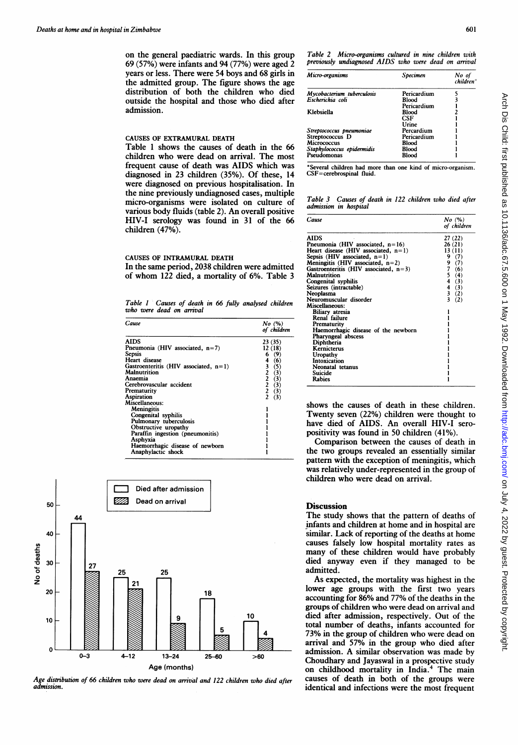on the general paediatric wards. In this group 69 (57%) were infants and 94 (77%) were aged 2 years or less. There were 54 boys and 68 girls in the admitted group. The figure shows the age distribution of both the children who died outside the hospital and those who died after admission.

### CAUSES OF EXTRAMURAL DEATH

Table 1 shows the causes of death in the 66 children who were dead on arrival. The most frequent cause of death was AIDS which was diagnosed in 23 children (35%). Of these, 14 were diagnosed on previous hospitalisation. In the nine previously undiagnosed cases, multiple micro-organisms were isolated on culture of various body fluids (table 2). An overall positive HIV-I serology was found in 31 of the 66 children (47%).

### CAUSES OF INTRAMURAL DEATH

In the same period, 2038 children were admitted of whom 122 died, a mortality of 6%. Table 3 shows the causes of death in these children. Twenty seven (22%) children were thought to have died of AIDS. An overall HIV-I seropositivity was found in 50 children (41%).

Comparison between the causes of death in the two groups revealed an essentially similar pattern with the exception of meningitis, which was relatively under-represented in the group of children who were dead on arrival.

*Table 1 Causes of death in 66 fully analysed children who were dead on arrival*

| Cause | No (%) of children |
|---|---|
| AIDS | 23 (35) |
| Pneumonia (HIV associated, n=7) | 12 (18) |
| Sepsis | 6 (9) |
| Heart disease | 4 (6) |
| Gastroenteritis (HIV associated, n=1) | 3 (5) |
| Malnutrition | 2 (3) |
| Anaemia | 2 (3) |
| Cerebrovascular accident | 2 (3) |
| Prematurity | 2 (3) |
| Aspiration | 2 (3) |
| Miscellaneous: | |
| Meningitis | 1 |
| Congenital syphilis | 1 |
| Pulmonary tuberculosis | 1 |
| Obstructive uropathy | 1 |
| Paraffin ingestion (pneumonitis) | 1 |
| Asphyxia | 1 |
| Haemorrhagic disease of newborn | 1 |
| Anaphylactic shock | 1 |

*Table 2 Micro-organisms cultured in nine children with previously undiagnosed AIDS who were dead on arrival*

| Micro-organisms | Specimen | No of children* |
|---|---|---|
| *Mycobacterium tuberculosis* | Pericardium | 5 |
| *Escherichia coli* | Blood | 3 |
| | Pericardium | 1 |
| Klebsiella | Blood | 2 |
| | CSF | 1 |
| | Urine | 1 |
| *Streptococcus pneumoniae* | Percardium | 1 |
| Streptococcus D | Pericardium | 1 |
| Micrococcus | Blood | 1 |
| *Staphylococcus epidermidis* | Blood | 1 |
| Pseudomonas | Blood | 1 |

*Several children had more than one kind of micro-organism. CSF=cerebrospinal fluid.

*Table 3 Causes of death in 122 children who died after admission in hospital*

| Cause | No (%) of children |
|---|---|
| AIDS | 27 (22) |
| Pneumonia (HIV associated, n=16) | 26 (21) |
| Heart disease (HIV associated, n=1) | 13 (11) |
| Sepsis (HIV associated, n=1) | 9 (7) |
| Meningitis (HIV associated, n=2) | 9 (7) |
| Gastroenteritis (HIV associated, n=3) | 7 (6) |
| Malnutrition | 5 (4) |
| Congenital syphilis | 4 (3) |
| Seizures (intractable) | 4 (3) |
| Neoplasma | 3 (2) |
| Neuromuscular disorder | 3 (2) |
| Miscellaneous: | |
| Biliary atresia | 1 |
| Renal failure | 1 |
| Prematurity | 1 |
| Haemorrhagic disease of the newborn | 1 |
| Pharyngeal abscess | 1 |
| Diphtheria | 1 |
| Kernicterus | 1 |
| Uropathy | 1 |
| Intoxication | 1 |
| Neonatal tetanus | 1 |
| Suicide | 1 |
| Rabies | 1 |

| Age (months) | Died after admission | Dead on arrival |
|---|---|---|
| 0–3 | 44 | 27 |
| 4–12 | 25 | 21 |
| 13–24 | 25 | 9 |
| 25–60 | 18 | 5 |
| >60 | 10 | 4 |

*Age distribution of 66 children who were dead on arrival and 122 children who died after admission.*

## Discussion

The study shows that the pattern of deaths of infants and children at home and in hospital are similar. Lack of reporting of the deaths at home causes falsely low hospital mortality rates as many of these children would have probably died anyway even if they managed to be admitted.

As expected, the mortality was highest in the lower age groups with the first two years accounting for 86% and 77% of the deaths in the groups of children who were dead on arrival and died after admission, respectively. Out of the total number of deaths, infants accounted for 73% in the group of children who were dead on arrival and 57% in the group who died after admission. A similar observation was made by Choudhary and Jayaswal in a prospective study on childhood mortality in India.[4] The main causes of death in both of the groups were identical and infections were the most frequent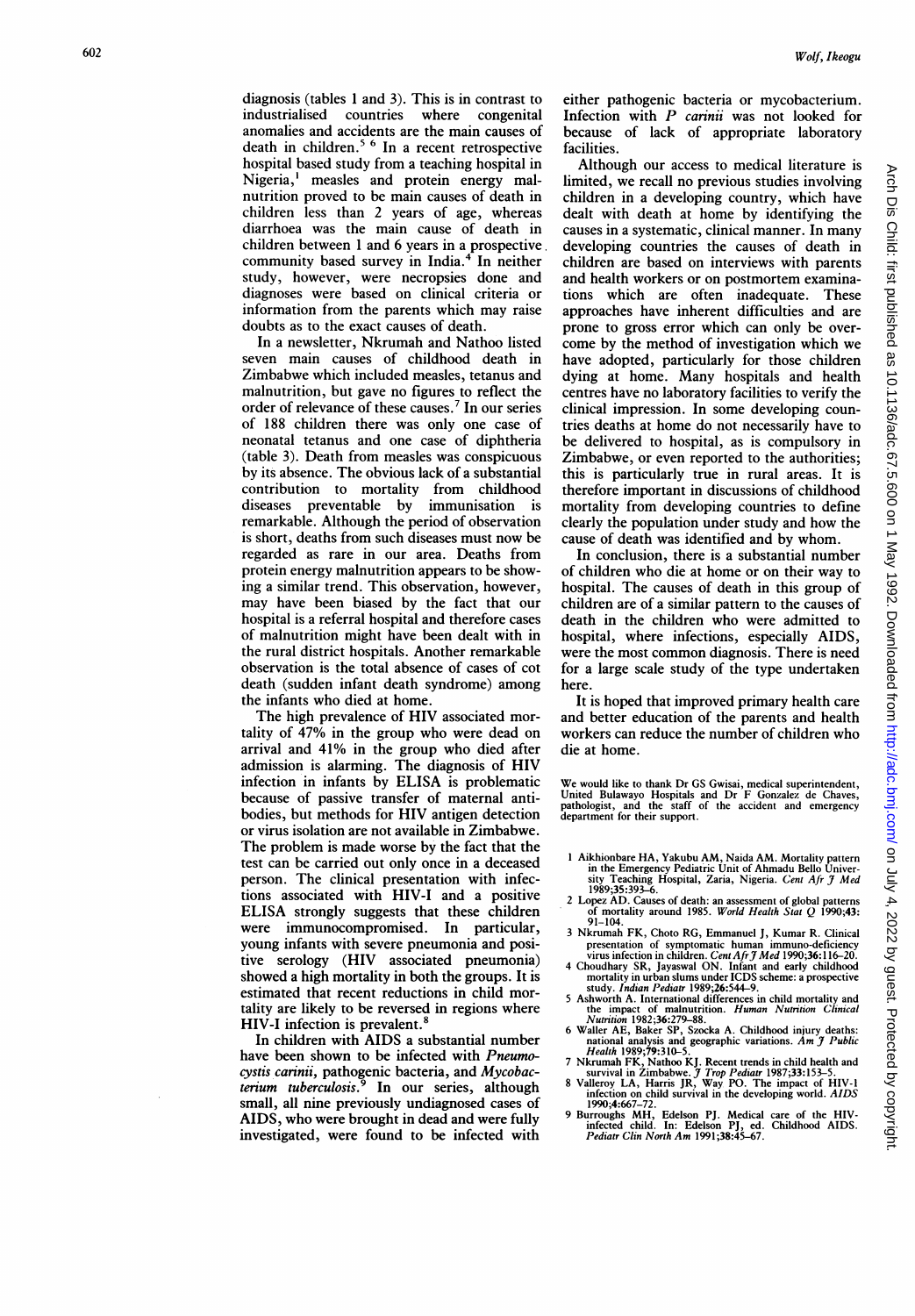diagnosis (tables 1 and 3). This is in contrast to industrialised countries where congenital anomalies and accidents are the main causes of death in children.[5 6] In a recent retrospective hospital based study from a teaching hospital in Nigeria,[1] measles and protein energy malnutrition proved to be main causes of death in children less than 2 years of age, whereas diarrhoea was the main cause of death in children between 1 and 6 years in a prospective community based survey in India.[4] In neither study, however, were necropsies done and diagnoses were based on clinical criteria or information from the parents which may raise doubts as to the exact causes of death.

In a newsletter, Nkrumah and Nathoo listed seven main causes of childhood death in Zimbabwe which included measles, tetanus and malnutrition, but gave no figures to reflect the order of relevance of these causes.[7] In our series of 188 children there was only one case of neonatal tetanus and one case of diphtheria (table 3). Death from measles was conspicuous by its absence. The obvious lack of a substantial contribution to mortality from childhood diseases preventable by immunisation is remarkable. Although the period of observation is short, deaths from such diseases must now be regarded as rare in our area. Deaths from protein energy malnutrition appears to be showing a similar trend. This observation, however, may have been biased by the fact that our hospital is a referral hospital and therefore cases of malnutrition might have been dealt with in the rural district hospitals. Another remarkable observation is the total absence of cases of cot death (sudden infant death syndrome) among the infants who died at home.

The high prevalence of HIV associated mortality of 47% in the group who were dead on arrival and 41% in the group who died after admission is alarming. The diagnosis of HIV infection in infants by ELISA is problematic because of passive transfer of maternal antibodies, but methods for HIV antigen detection or virus isolation are not available in Zimbabwe. The problem is made worse by the fact that the test can be carried out only once in a deceased person. The clinical presentation with infections associated with HIV-I and a positive ELISA strongly suggests that these children were immunocompromised. In particular, young infants with severe pneumonia and positive serology (HIV associated pneumonia) showed a high mortality in both the groups. It is estimated that recent reductions in child mortality are likely to be reversed in regions where HIV-I infection is prevalent.[8]

In children with AIDS a substantial number have been shown to be infected with *Pneumocystis carinii*, pathogenic bacteria, and *Mycobacterium tuberculosis*.[9] In our series, although small, all nine previously undiagnosed cases of AIDS, who were brought in dead and were fully investigated, were found to be infected with either pathogenic bacteria or mycobacterium. Infection with *P carinii* was not looked for because of lack of appropriate laboratory facilities.

Although our access to medical literature is limited, we recall no previous studies involving children in a developing country, which have dealt with death at home by identifying the causes in a systematic, clinical manner. In many developing countries the causes of death in children are based on interviews with parents and health workers or on postmortem examinations which are often inadequate. These approaches have inherent difficulties and are prone to gross error which can only be overcome by the method of investigation which we have adopted, particularly for those children dying at home. Many hospitals and health centres have no laboratory facilities to verify the clinical impression. In some developing countries deaths at home do not necessarily have to be delivered to hospital, as is compulsory in Zimbabwe, or even reported to the authorities; this is particularly true in rural areas. It is therefore important in discussions of childhood mortality from developing countries to define clearly the population under study and how the cause of death was identified and by whom.

In conclusion, there is a substantial number of children who die at home or on their way to hospital. The causes of death in this group of children are of a similar pattern to the causes of death in the children who were admitted to hospital, where infections, especially AIDS, were the most common diagnosis. There is need for a large scale study of the type undertaken here.

It is hoped that improved primary health care and better education of the parents and health workers can reduce the number of children who die at home.

We would like to thank Dr GS Gwisai, medical superintendent, United Bulawayo Hospitals and Dr F Gonzalez de Chaves, pathologist, and the staff of the accident and emergency department for their support.

1 Aikhionbare HA, Yakubu AM, Naida AM. Mortality pattern in the Emergency Pediatric Unit of Ahmadu Bello University Teaching Hospital, Zaria, Nigeria. *Cent Afr J Med* 1989;35:393–6.

2 Lopez AD. Causes of death: an assessment of global patterns of mortality around 1985. *World Health Stat Q* 1990;43: 91–104.

3 Nkrumah FK, Choto RG, Emmanuel J, Kumar R. Clinical presentation of symptomatic human immuno-deficiency virus infection in children. *Cent Afr J Med* 1990;36:116–20.

4 Choudhary SR, Jayaswal ON. Infant and early childhood mortality in urban slums under ICDS scheme: a prospective study. *Indian Pediatr* 1989;26:544–9.

5 Ashworth A. International differences in child mortality and the impact of malnutrition. *Human Nutrition Clinical Nutrition* 1982;36:279–88.

6 Waller AE, Baker SP, Szocka A. Childhood injury deaths: national analysis and geographic variations. *Am J Public Health* 1989;79:310–5.

7 Nkrumah FK, Nathoo KJ. Recent trends in child health and survival in Zimbabwe. *J Trop Pediatr* 1987;33:153–5.

8 Valleroy LA, Harris JR, Way PO. The impact of HIV-1 infection on child survival in the developing world. *AIDS* 1990;4:667–72.

9 Burroughs MH, Edelson PJ. Medical care of the HIV-infected child. In: Edelson PJ, ed. Childhood AIDS. *Pediatr Clin North Am* 1991;38:45–67.